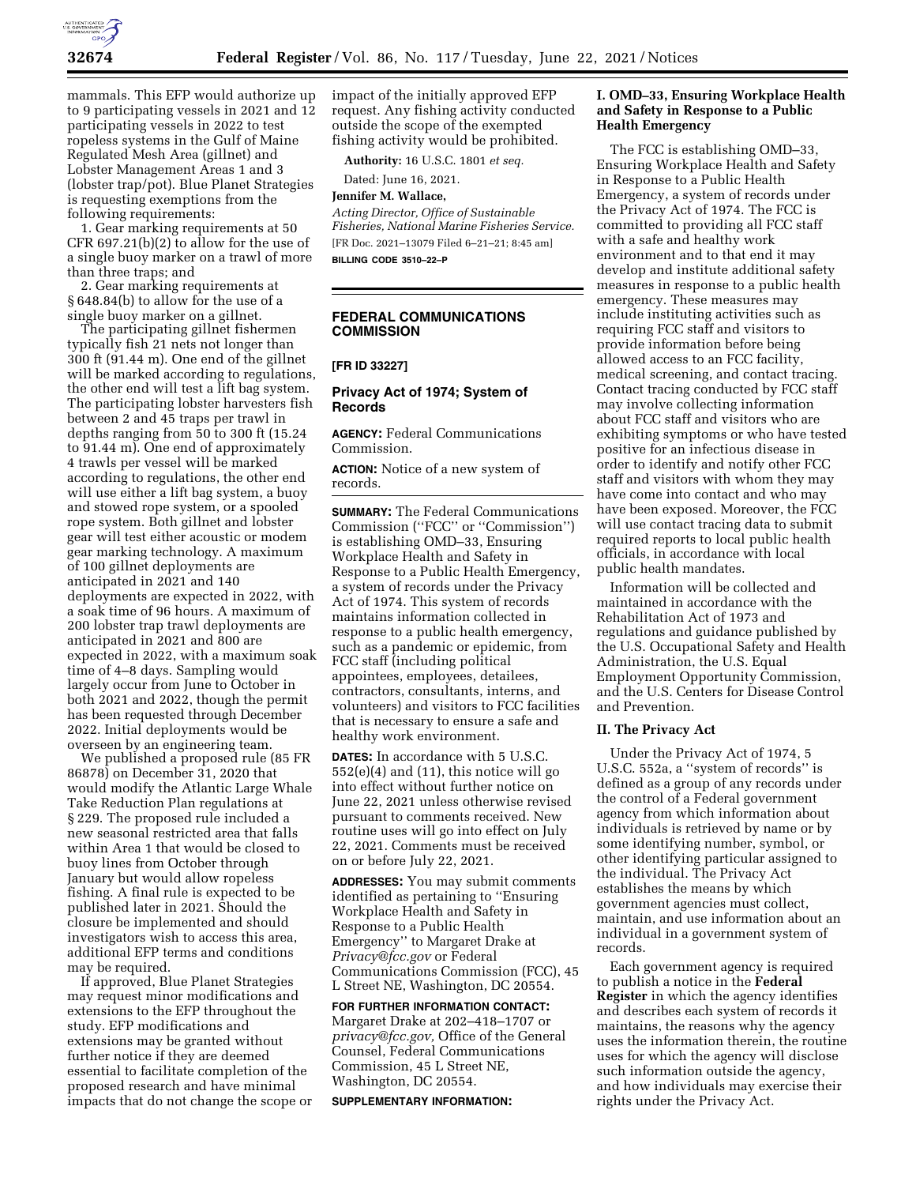mammals. This EFP would authorize up to 9 participating vessels in 2021 and 12 participating vessels in 2022 to test ropeless systems in the Gulf of Maine Regulated Mesh Area (gillnet) and Lobster Management Areas 1 and 3 (lobster trap/pot). Blue Planet Strategies is requesting exemptions from the following requirements:

1. Gear marking requirements at 50 CFR 697.21(b)(2) to allow for the use of a single buoy marker on a trawl of more than three traps; and

2. Gear marking requirements at § 648.84(b) to allow for the use of a single buoy marker on a gillnet.

The participating gillnet fishermen typically fish 21 nets not longer than 300 ft (91.44 m). One end of the gillnet will be marked according to regulations, the other end will test a lift bag system. The participating lobster harvesters fish between 2 and 45 traps per trawl in depths ranging from 50 to 300 ft (15.24 to 91.44 m). One end of approximately 4 trawls per vessel will be marked according to regulations, the other end will use either a lift bag system, a buoy and stowed rope system, or a spooled rope system. Both gillnet and lobster gear will test either acoustic or modem gear marking technology. A maximum of 100 gillnet deployments are anticipated in 2021 and 140 deployments are expected in 2022, with a soak time of 96 hours. A maximum of 200 lobster trap trawl deployments are anticipated in 2021 and 800 are expected in 2022, with a maximum soak time of 4–8 days. Sampling would largely occur from June to October in both 2021 and 2022, though the permit has been requested through December 2022. Initial deployments would be overseen by an engineering team.

We published a proposed rule (85 FR 86878) on December 31, 2020 that would modify the Atlantic Large Whale Take Reduction Plan regulations at § 229. The proposed rule included a new seasonal restricted area that falls within Area 1 that would be closed to buoy lines from October through January but would allow ropeless fishing. A final rule is expected to be published later in 2021. Should the closure be implemented and should investigators wish to access this area, additional EFP terms and conditions may be required.

If approved, Blue Planet Strategies may request minor modifications and extensions to the EFP throughout the study. EFP modifications and extensions may be granted without further notice if they are deemed essential to facilitate completion of the proposed research and have minimal impacts that do not change the scope or impact of the initially approved EFP request. Any fishing activity conducted outside the scope of the exempted fishing activity would be prohibited.

**Authority:** 16 U.S.C. 1801 *et seq.*

Dated: June 16, 2021.

**Jennifer M. Wallace,**

*Acting Director, Office of Sustainable Fisheries, National Marine Fisheries Service.*

[FR Doc. 2021–13079 Filed 6–21–21; 8:45 am]

**BILLING CODE 3510–22–P**

## FEDERAL COMMUNICATIONS COMMISSION

**[FR ID 33227]**

### Privacy Act of 1974; System of Records

**AGENCY:** Federal Communications Commission.

**ACTION:** Notice of a new system of records.

**SUMMARY:** The Federal Communications Commission (''FCC'' or ''Commission'') is establishing OMD–33, Ensuring Workplace Health and Safety in Response to a Public Health Emergency, a system of records under the Privacy Act of 1974. This system of records maintains information collected in response to a public health emergency, such as a pandemic or epidemic, from FCC staff (including political appointees, employees, detailees, contractors, consultants, interns, and volunteers) and visitors to FCC facilities that is necessary to ensure a safe and healthy work environment.

**DATES:** In accordance with 5 U.S.C. 552(e)(4) and (11), this notice will go into effect without further notice on June 22, 2021 unless otherwise revised pursuant to comments received. New routine uses will go into effect on July 22, 2021. Comments must be received on or before July 22, 2021.

**ADDRESSES:** You may submit comments identified as pertaining to ''Ensuring Workplace Health and Safety in Response to a Public Health Emergency'' to Margaret Drake at *Privacy@fcc.gov* or Federal Communications Commission (FCC), 45 L Street NE, Washington, DC 20554.

**FOR FURTHER INFORMATION CONTACT:** Margaret Drake at 202–418–1707 or *privacy@fcc.gov,* Office of the General Counsel, Federal Communications Commission, 45 L Street NE, Washington, DC 20554.

**SUPPLEMENTARY INFORMATION:**

#### I. OMD–33, Ensuring Workplace Health and Safety in Response to a Public Health Emergency

The FCC is establishing OMD–33, Ensuring Workplace Health and Safety in Response to a Public Health Emergency, a system of records under the Privacy Act of 1974. The FCC is committed to providing all FCC staff with a safe and healthy work environment and to that end it may develop and institute additional safety measures in response to a public health emergency. These measures may include instituting activities such as requiring FCC staff and visitors to provide information before being allowed access to an FCC facility, medical screening, and contact tracing. Contact tracing conducted by FCC staff may involve collecting information about FCC staff and visitors who are exhibiting symptoms or who have tested positive for an infectious disease in order to identify and notify other FCC staff and visitors with whom they may have come into contact and who may have been exposed. Moreover, the FCC will use contact tracing data to submit required reports to local public health officials, in accordance with local public health mandates.

Information will be collected and maintained in accordance with the Rehabilitation Act of 1973 and regulations and guidance published by the U.S. Occupational Safety and Health Administration, the U.S. Equal Employment Opportunity Commission, and the U.S. Centers for Disease Control and Prevention.

#### II. The Privacy Act

Under the Privacy Act of 1974, 5 U.S.C. 552a, a ''system of records'' is defined as a group of any records under the control of a Federal government agency from which information about individuals is retrieved by name or by some identifying number, symbol, or other identifying particular assigned to the individual. The Privacy Act establishes the means by which government agencies must collect, maintain, and use information about an individual in a government system of records.

Each government agency is required to publish a notice in the **Federal Register** in which the agency identifies and describes each system of records it maintains, the reasons why the agency uses the information therein, the routine uses for which the agency will disclose such information outside the agency, and how individuals may exercise their rights under the Privacy Act.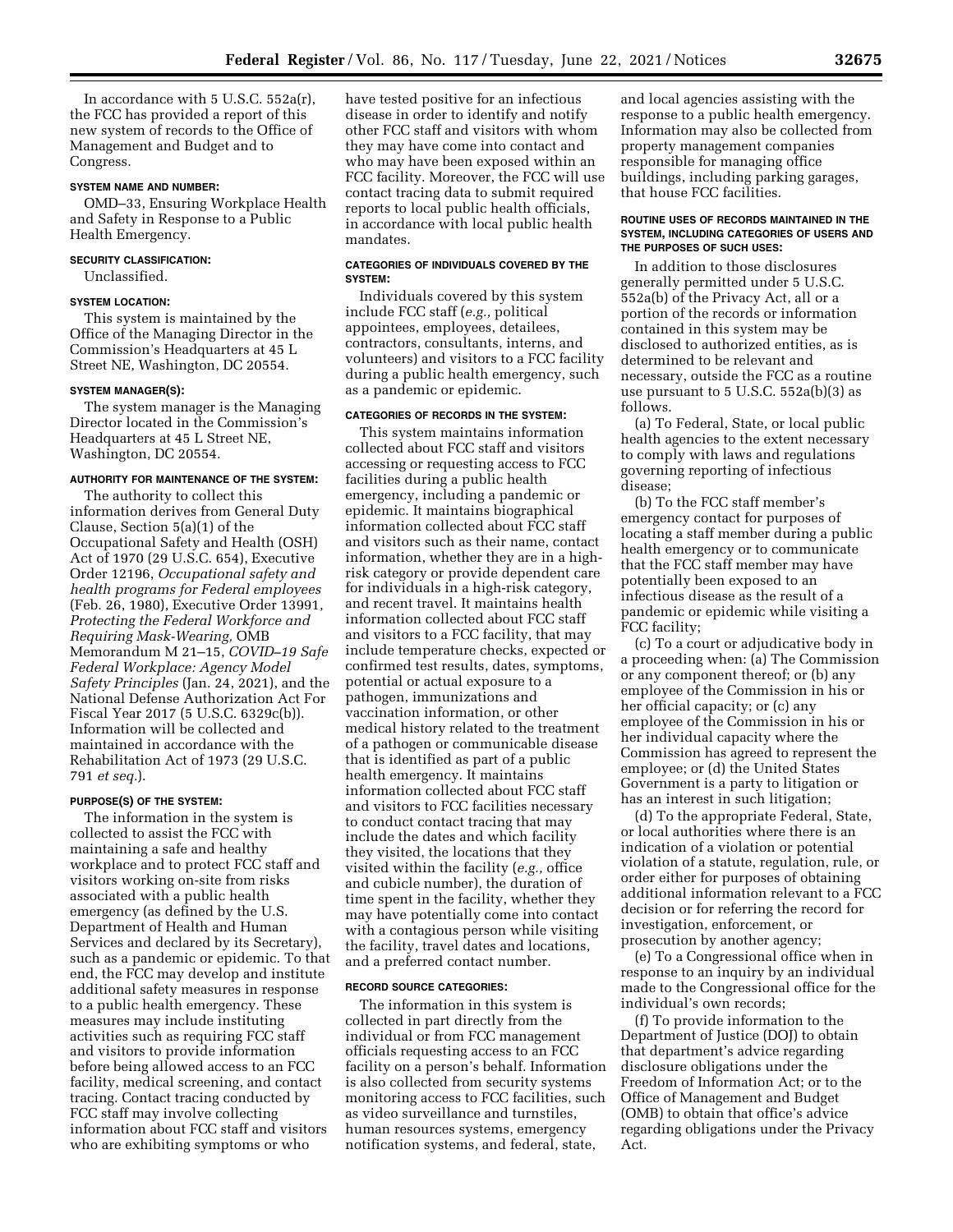In accordance with 5 U.S.C. 552a(r), the FCC has provided a report of this new system of records to the Office of Management and Budget and to Congress.

#### SYSTEM NAME AND NUMBER:

OMD–33, Ensuring Workplace Health and Safety in Response to a Public Health Emergency.

#### SECURITY CLASSIFICATION:

Unclassified.

#### SYSTEM LOCATION:

This system is maintained by the Office of the Managing Director in the Commission's Headquarters at 45 L Street NE, Washington, DC 20554.

#### SYSTEM MANAGER(S):

The system manager is the Managing Director located in the Commission's Headquarters at 45 L Street NE, Washington, DC 20554.

#### AUTHORITY FOR MAINTENANCE OF THE SYSTEM:

The authority to collect this information derives from General Duty Clause, Section 5(a)(1) of the Occupational Safety and Health (OSH) Act of 1970 (29 U.S.C. 654), Executive Order 12196, *Occupational safety and health programs for Federal employees* (Feb. 26, 1980), Executive Order 13991, *Protecting the Federal Workforce and Requiring Mask-Wearing,* OMB Memorandum M 21–15, *COVID–19 Safe Federal Workplace: Agency Model Safety Principles* (Jan. 24, 2021), and the National Defense Authorization Act For Fiscal Year 2017 (5 U.S.C. 6329c(b)). Information will be collected and maintained in accordance with the Rehabilitation Act of 1973 (29 U.S.C. 791 *et seq.*).

#### PURPOSE(S) OF THE SYSTEM:

The information in the system is collected to assist the FCC with maintaining a safe and healthy workplace and to protect FCC staff and visitors working on-site from risks associated with a public health emergency (as defined by the U.S. Department of Health and Human Services and declared by its Secretary), such as a pandemic or epidemic. To that end, the FCC may develop and institute additional safety measures in response to a public health emergency. These measures may include instituting activities such as requiring FCC staff and visitors to provide information before being allowed access to an FCC facility, medical screening, and contact tracing. Contact tracing conducted by FCC staff may involve collecting information about FCC staff and visitors who are exhibiting symptoms or who have tested positive for an infectious disease in order to identify and notify other FCC staff and visitors with whom they may have come into contact and who may have been exposed within an FCC facility. Moreover, the FCC will use contact tracing data to submit required reports to local public health officials, in accordance with local public health mandates.

#### CATEGORIES OF INDIVIDUALS COVERED BY THE SYSTEM:

Individuals covered by this system include FCC staff (*e.g.,* political appointees, employees, detailees, contractors, consultants, interns, and volunteers) and visitors to a FCC facility during a public health emergency, such as a pandemic or epidemic.

#### CATEGORIES OF RECORDS IN THE SYSTEM:

This system maintains information collected about FCC staff and visitors accessing or requesting access to FCC facilities during a public health emergency, including a pandemic or epidemic. It maintains biographical information collected about FCC staff and visitors such as their name, contact information, whether they are in a high-risk category or provide dependent care for individuals in a high-risk category, and recent travel. It maintains health information collected about FCC staff and visitors to a FCC facility, that may include temperature checks, expected or confirmed test results, dates, symptoms, potential or actual exposure to a pathogen, immunizations and vaccination information, or other medical history related to the treatment of a pathogen or communicable disease that is identified as part of a public health emergency. It maintains information collected about FCC staff and visitors to FCC facilities necessary to conduct contact tracing that may include the dates and which facility they visited, the locations that they visited within the facility (*e.g.,* office and cubicle number), the duration of time spent in the facility, whether they may have potentially come into contact with a contagious person while visiting the facility, travel dates and locations, and a preferred contact number.

#### RECORD SOURCE CATEGORIES:

The information in this system is collected in part directly from the individual or from FCC management officials requesting access to an FCC facility on a person's behalf. Information is also collected from security systems monitoring access to FCC facilities, such as video surveillance and turnstiles, human resources systems, emergency notification systems, and federal, state, and local agencies assisting with the response to a public health emergency. Information may also be collected from property management companies responsible for managing office buildings, including parking garages, that house FCC facilities.

#### ROUTINE USES OF RECORDS MAINTAINED IN THE SYSTEM, INCLUDING CATEGORIES OF USERS AND THE PURPOSES OF SUCH USES:

In addition to those disclosures generally permitted under 5 U.S.C. 552a(b) of the Privacy Act, all or a portion of the records or information contained in this system may be disclosed to authorized entities, as is determined to be relevant and necessary, outside the FCC as a routine use pursuant to 5 U.S.C. 552a(b)(3) as follows.

(a) To Federal, State, or local public health agencies to the extent necessary to comply with laws and regulations governing reporting of infectious disease;

(b) To the FCC staff member's emergency contact for purposes of locating a staff member during a public health emergency or to communicate that the FCC staff member may have potentially been exposed to an infectious disease as the result of a pandemic or epidemic while visiting a FCC facility;

(c) To a court or adjudicative body in a proceeding when: (a) The Commission or any component thereof; or (b) any employee of the Commission in his or her official capacity; or (c) any employee of the Commission in his or her individual capacity where the Commission has agreed to represent the employee; or (d) the United States Government is a party to litigation or has an interest in such litigation;

(d) To the appropriate Federal, State, or local authorities where there is an indication of a violation or potential violation of a statute, regulation, rule, or order either for purposes of obtaining additional information relevant to a FCC decision or for referring the record for investigation, enforcement, or prosecution by another agency;

(e) To a Congressional office when in response to an inquiry by an individual made to the Congressional office for the individual's own records;

(f) To provide information to the Department of Justice (DOJ) to obtain that department's advice regarding disclosure obligations under the Freedom of Information Act; or to the Office of Management and Budget (OMB) to obtain that office's advice regarding obligations under the Privacy Act.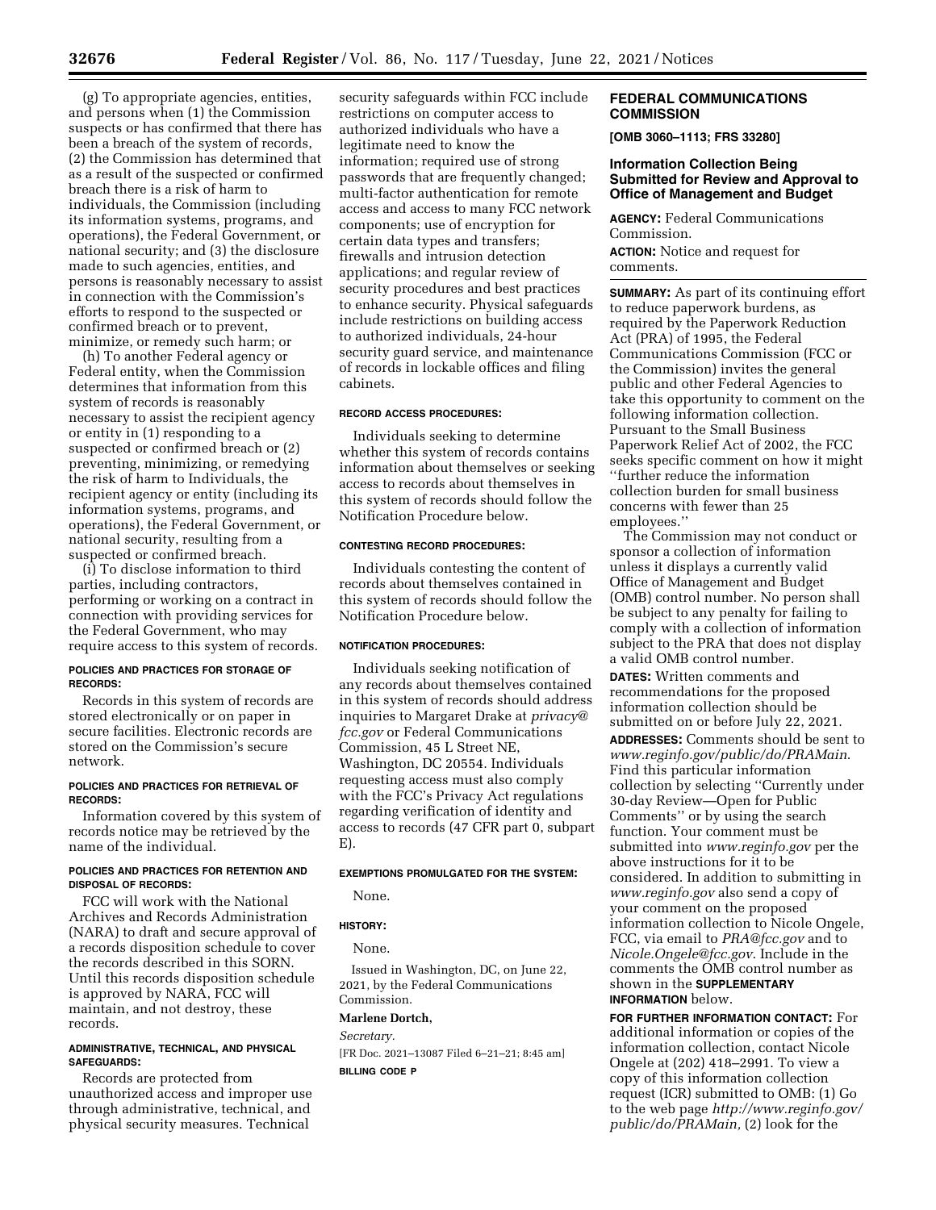(g) To appropriate agencies, entities, and persons when (1) the Commission suspects or has confirmed that there has been a breach of the system of records, (2) the Commission has determined that as a result of the suspected or confirmed breach there is a risk of harm to individuals, the Commission (including its information systems, programs, and operations), the Federal Government, or national security; and (3) the disclosure made to such agencies, entities, and persons is reasonably necessary to assist in connection with the Commission's efforts to respond to the suspected or confirmed breach or to prevent, minimize, or remedy such harm; or

(h) To another Federal agency or Federal entity, when the Commission determines that information from this system of records is reasonably necessary to assist the recipient agency or entity in (1) responding to a suspected or confirmed breach or (2) preventing, minimizing, or remedying the risk of harm to Individuals, the recipient agency or entity (including its information systems, programs, and operations), the Federal Government, or national security, resulting from a suspected or confirmed breach.

(i) To disclose information to third parties, including contractors, performing or working on a contract in connection with providing services for the Federal Government, who may require access to this system of records.

#### POLICIES AND PRACTICES FOR STORAGE OF RECORDS:

Records in this system of records are stored electronically or on paper in secure facilities. Electronic records are stored on the Commission's secure network.

#### POLICIES AND PRACTICES FOR RETRIEVAL OF RECORDS:

Information covered by this system of records notice may be retrieved by the name of the individual.

#### POLICIES AND PRACTICES FOR RETENTION AND DISPOSAL OF RECORDS:

FCC will work with the National Archives and Records Administration (NARA) to draft and secure approval of a records disposition schedule to cover the records described in this SORN. Until this records disposition schedule is approved by NARA, FCC will maintain, and not destroy, these records.

#### ADMINISTRATIVE, TECHNICAL, AND PHYSICAL SAFEGUARDS:

Records are protected from unauthorized access and improper use through administrative, technical, and physical security measures. Technical security safeguards within FCC include restrictions on computer access to authorized individuals who have a legitimate need to know the information; required use of strong passwords that are frequently changed; multi-factor authentication for remote access and access to many FCC network components; use of encryption for certain data types and transfers; firewalls and intrusion detection applications; and regular review of security procedures and best practices to enhance security. Physical safeguards include restrictions on building access to authorized individuals, 24-hour security guard service, and maintenance of records in lockable offices and filing cabinets.

#### RECORD ACCESS PROCEDURES:

Individuals seeking to determine whether this system of records contains information about themselves or seeking access to records about themselves in this system of records should follow the Notification Procedure below.

#### CONTESTING RECORD PROCEDURES:

Individuals contesting the content of records about themselves contained in this system of records should follow the Notification Procedure below.

#### NOTIFICATION PROCEDURES:

Individuals seeking notification of any records about themselves contained in this system of records should address inquiries to Margaret Drake at *privacy@fcc.gov* or Federal Communications Commission, 45 L Street NE, Washington, DC 20554. Individuals requesting access must also comply with the FCC's Privacy Act regulations regarding verification of identity and access to records (47 CFR part 0, subpart E).

#### EXEMPTIONS PROMULGATED FOR THE SYSTEM:

None.

#### HISTORY:

None.

Issued in Washington, DC, on June 22, 2021, by the Federal Communications Commission.

**Marlene Dortch,**

*Secretary.*

[FR Doc. 2021–13087 Filed 6–21–21; 8:45 am]

**BILLING CODE P**

## FEDERAL COMMUNICATIONS COMMISSION

**[OMB 3060–1113; FRS 33280]**

### Information Collection Being Submitted for Review and Approval to Office of Management and Budget

**AGENCY:** Federal Communications Commission.

**ACTION:** Notice and request for comments.

**SUMMARY:** As part of its continuing effort to reduce paperwork burdens, as required by the Paperwork Reduction Act (PRA) of 1995, the Federal Communications Commission (FCC or the Commission) invites the general public and other Federal Agencies to take this opportunity to comment on the following information collection. Pursuant to the Small Business Paperwork Relief Act of 2002, the FCC seeks specific comment on how it might "further reduce the information collection burden for small business concerns with fewer than 25 employees."

The Commission may not conduct or sponsor a collection of information unless it displays a currently valid Office of Management and Budget (OMB) control number. No person shall be subject to any penalty for failing to comply with a collection of information subject to the PRA that does not display a valid OMB control number.

**DATES:** Written comments and recommendations for the proposed information collection should be submitted on or before July 22, 2021.

**ADDRESSES:** Comments should be sent to *www.reginfo.gov/public/do/PRAMain*. Find this particular information collection by selecting "Currently under 30-day Review—Open for Public Comments" or by using the search function. Your comment must be submitted into *www.reginfo.gov* per the above instructions for it to be considered. In addition to submitting in *www.reginfo.gov* also send a copy of your comment on the proposed information collection to Nicole Ongele, FCC, via email to *PRA@fcc.gov* and to *Nicole.Ongele@fcc.gov*. Include in the comments the OMB control number as shown in the **SUPPLEMENTARY INFORMATION** below.

**FOR FURTHER INFORMATION CONTACT:** For additional information or copies of the information collection, contact Nicole Ongele at (202) 418–2991. To view a copy of this information collection request (ICR) submitted to OMB: (1) Go to the web page *http://www.reginfo.gov/public/do/PRAMain,* (2) look for the